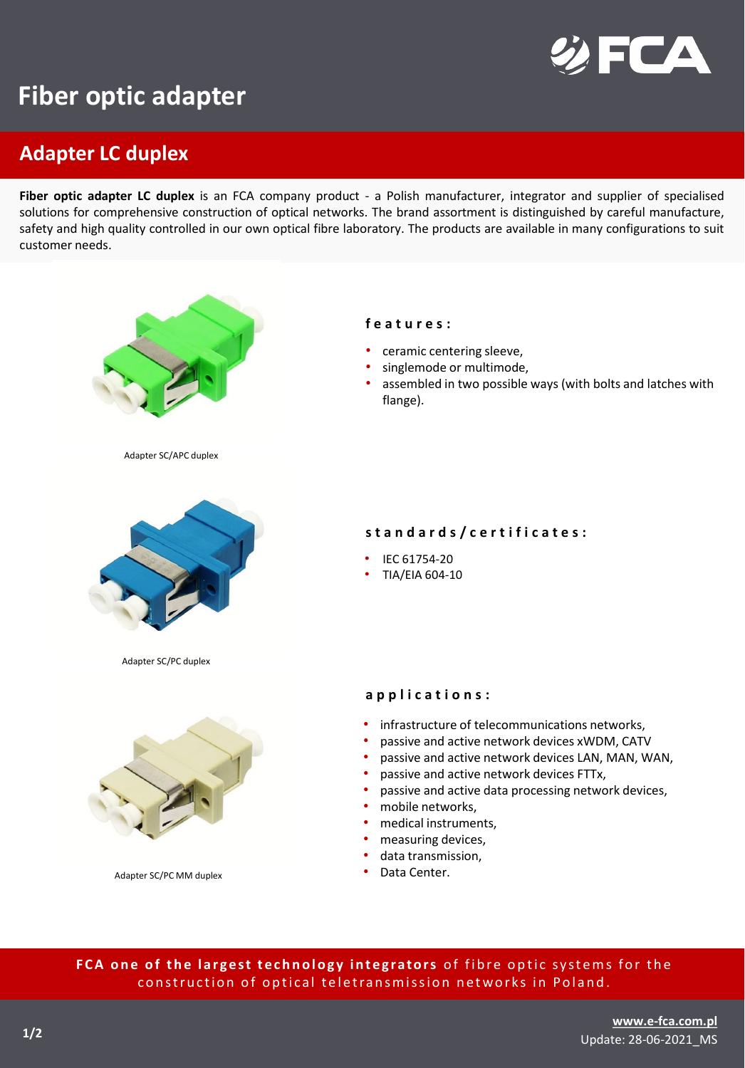# Fiber optic adapter

## Adapter LC duplex

**Fiber optic adapter LC duplex** is an FCA company product - a Polish manufacturer, integrator and supplier of specialised solutions for comprehensive construction of optical networks. The brand assortment is distinguished by careful manufacture, safety and high quality controlled in our own optical fibre laboratory. The products are available in many configurations to suit customer needs.

Adapter SC/APC duplex

### features:

- ceramic centering sleeve,
- singlemode or multimode,
- assembled in two possible ways (with bolts and latches with flange).

Adapter SC/PC duplex

### standards/certificates:

- IEC 61754-20
- TIA/EIA 604-10

Adapter SC/PC MM duplex

### applications:

- infrastructure of telecommunications networks,
- passive and active network devices xWDM, CATV
- passive and active network devices LAN, MAN, WAN,
- passive and active network devices FTTx,
- passive and active data processing network devices,
- mobile networks,
- medical instruments,
- measuring devices,
- data transmission,
- Data Center.

**FCA one of the largest technology integrators** of fibre optic systems for the construction of optical teletransmission networks in Poland.

www.e-fca.com.pl
Update: 28-06-2021_MS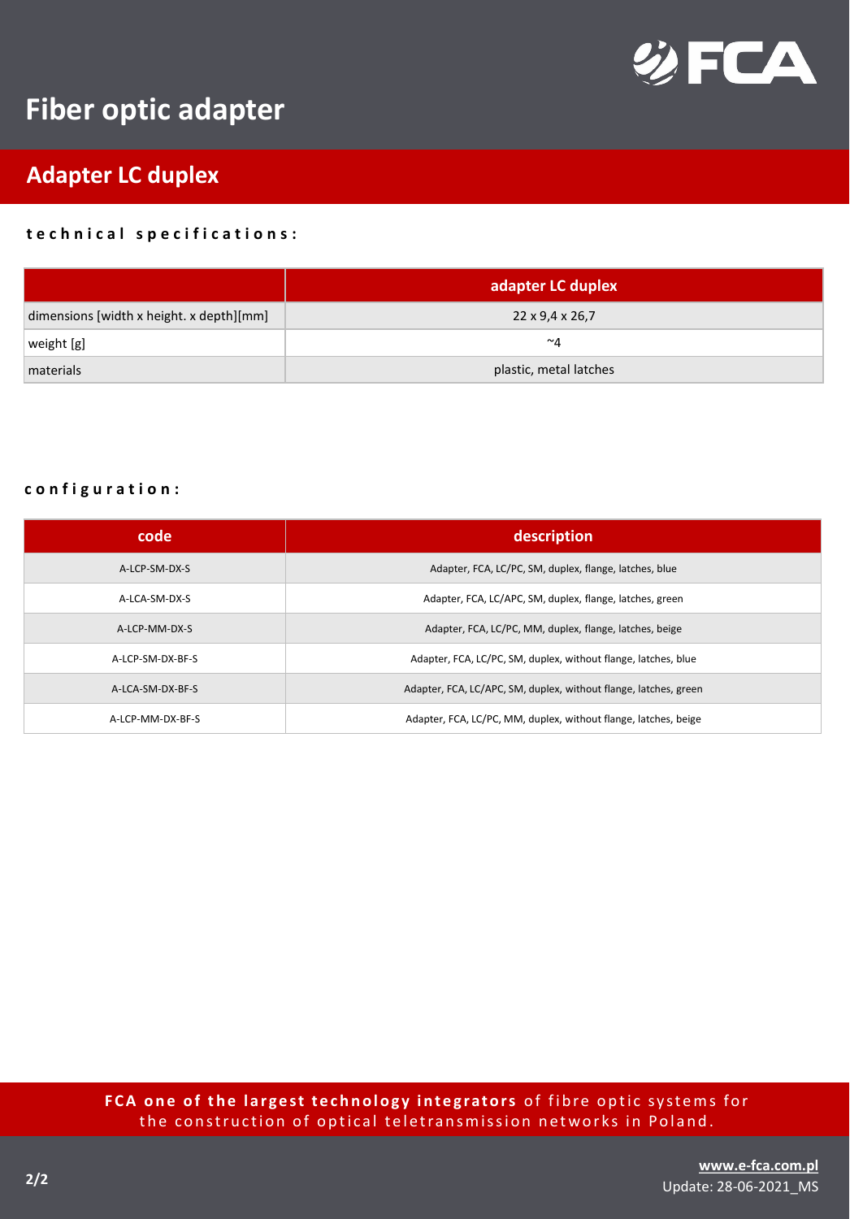# Fiber optic adapter

## Adapter LC duplex

**technical specifications:**

| | adapter LC duplex |
|---|---|
| dimensions [width x height. x depth][mm] | 22 x 9,4 x 26,7 |
| weight [g] | ~4 |
| materials | plastic, metal latches |

**configuration:**

| code | description |
|---|---|
| A-LCP-SM-DX-S | Adapter, FCA, LC/PC, SM, duplex, flange, latches, blue |
| A-LCA-SM-DX-S | Adapter, FCA, LC/APC, SM, duplex, flange, latches, green |
| A-LCP-MM-DX-S | Adapter, FCA, LC/PC, MM, duplex, flange, latches, beige |
| A-LCP-SM-DX-BF-S | Adapter, FCA, LC/PC, SM, duplex, without flange, latches, blue |
| A-LCA-SM-DX-BF-S | Adapter, FCA, LC/APC, SM, duplex, without flange, latches, green |
| A-LCP-MM-DX-BF-S | Adapter, FCA, LC/PC, MM, duplex, without flange, latches, beige |

**FCA one of the largest technology integrators** of fibre optic systems for the construction of optical teletransmission networks in Poland.

www.e-fca.com.pl

Update: 28-06-2021_MS